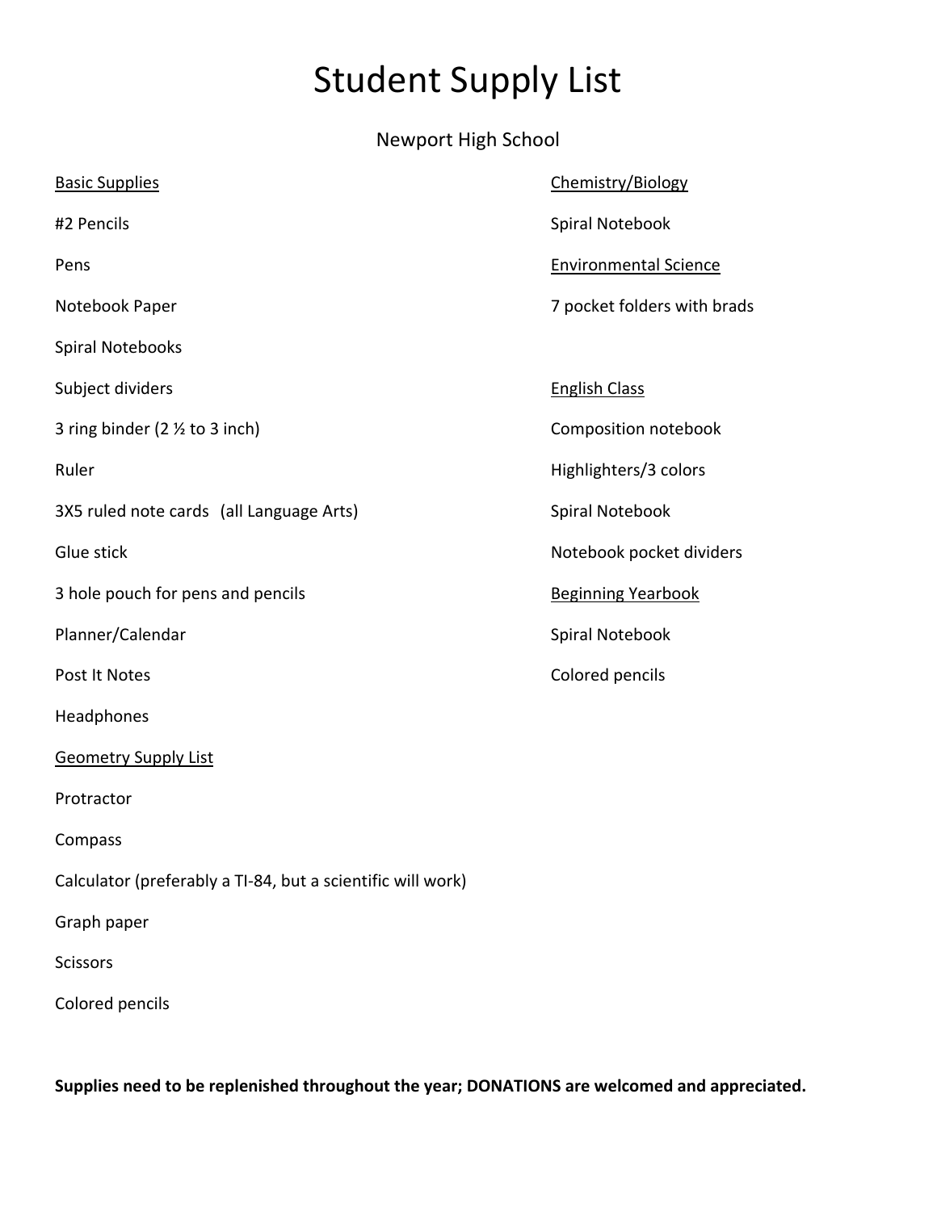# Student Supply List

Newport High School

## Basic Supplies

#2 Pencils

Pens

Notebook Paper

Spiral Notebooks

Subject dividers

3 ring binder (2 ½ to 3 inch)

Ruler

3X5 ruled note cards (all Language Arts)

Glue stick

3 hole pouch for pens and pencils

Planner/Calendar

Post It Notes

Headphones

## Geometry Supply List

Protractor

Compass

Calculator (preferably a TI-84, but a scientific will work)

Graph paper

Scissors

Colored pencils

## Chemistry/Biology

Spiral Notebook

## Environmental Science

7 pocket folders with brads

## English Class

Composition notebook

Highlighters/3 colors

Spiral Notebook

Notebook pocket dividers

## Beginning Yearbook

Spiral Notebook

Colored pencils

**Supplies need to be replenished throughout the year; DONATIONS are welcomed and appreciated.**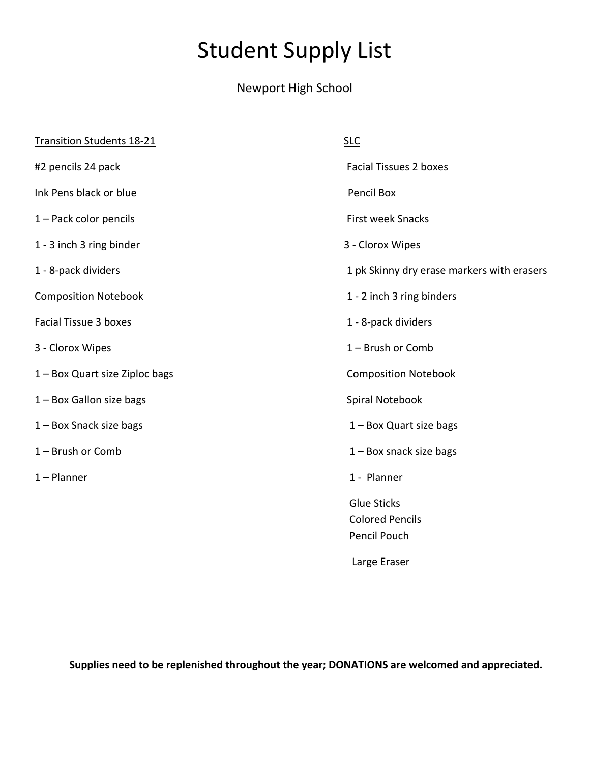# Student Supply List

Newport High School

<u>Transition Students 18-21</u>

#2 pencils 24 pack

Ink Pens black or blue

1 – Pack color pencils

1 - 3 inch 3 ring binder

1 - 8-pack dividers

Composition Notebook

Facial Tissue 3 boxes

3 - Clorox Wipes

1 – Box Quart size Ziploc bags

1 – Box Gallon size bags

1 – Box Snack size bags

1 – Brush or Comb

1 – Planner

<u>SLC</u>

Facial Tissues 2 boxes

Pencil Box

First week Snacks

3 - Clorox Wipes

1 pk Skinny dry erase markers with erasers

1 - 2 inch 3 ring binders

1 - 8-pack dividers

1 – Brush or Comb

Composition Notebook

Spiral Notebook

1 – Box Quart size bags

1 – Box snack size bags

1 - Planner

Glue Sticks
Colored Pencils
Pencil Pouch

Large Eraser

**Supplies need to be replenished throughout the year; DONATIONS are welcomed and appreciated.**